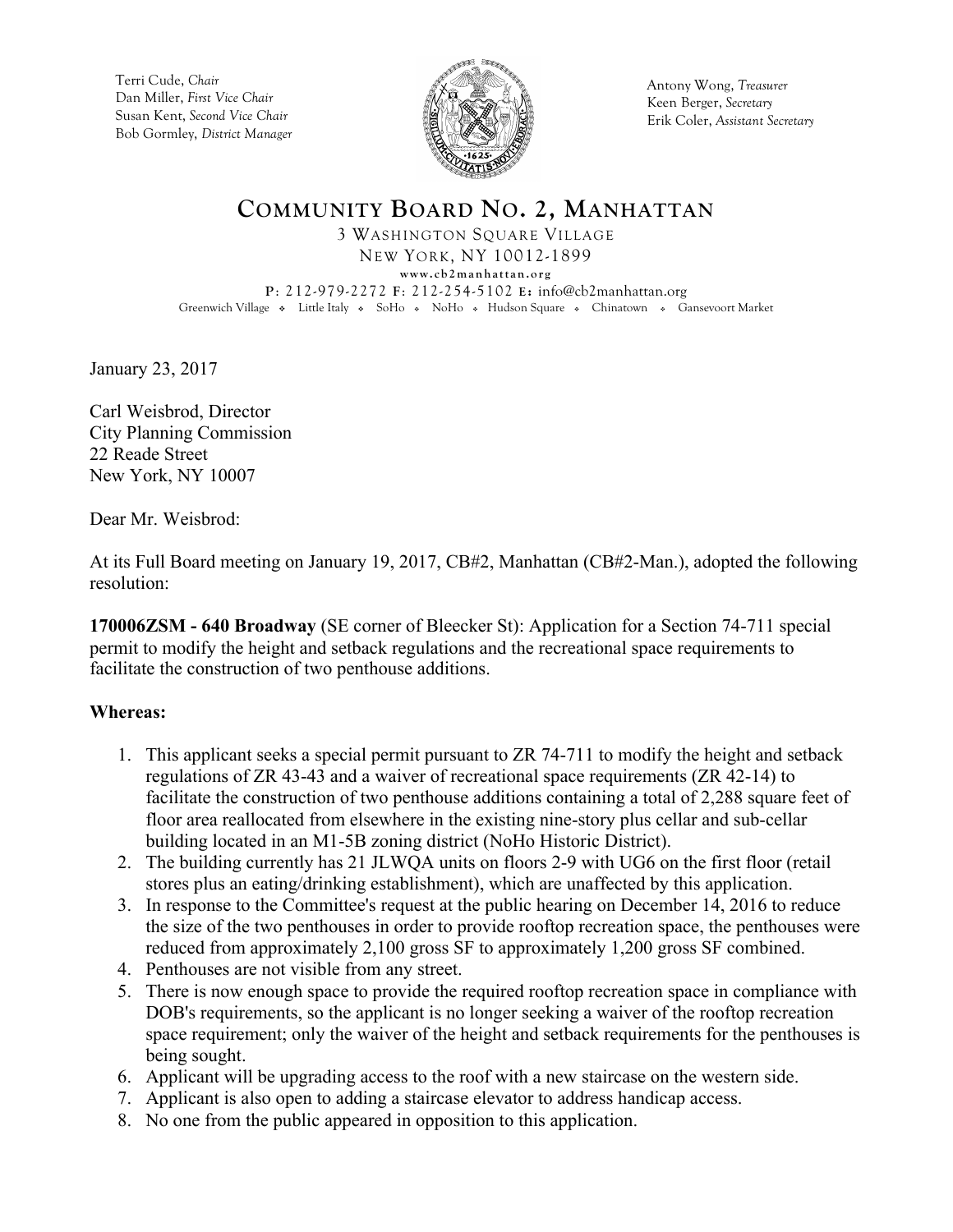Terri Cude, *Chair*
Dan Miller, *First Vice Chair*
Susan Kent, *Second Vice Chair*
Bob Gormley, *District Manager*

Antony Wong, *Treasurer*
Keen Berger, *Secretary*
Erik Coler, *Assistant Secretary*

# COMMUNITY BOARD NO. 2, MANHATTAN

3 WASHINGTON SQUARE VILLAGE
NEW YORK, NY 10012-1899
www.cb2manhattan.org
P: 212-979-2272 F: 212-254-5102 E: info@cb2manhattan.org
Greenwich Village ❖ Little Italy ❖ SoHo ❖ NoHo ❖ Hudson Square ❖ Chinatown ❖ Gansevoort Market

January 23, 2017

Carl Weisbrod, Director
City Planning Commission
22 Reade Street
New York, NY 10007

Dear Mr. Weisbrod:

At its Full Board meeting on January 19, 2017, CB#2, Manhattan (CB#2-Man.), adopted the following resolution:

**170006ZSM - 640 Broadway** (SE corner of Bleecker St): Application for a Section 74-711 special permit to modify the height and setback regulations and the recreational space requirements to facilitate the construction of two penthouse additions.

**Whereas:**

1. This applicant seeks a special permit pursuant to ZR 74-711 to modify the height and setback regulations of ZR 43-43 and a waiver of recreational space requirements (ZR 42-14) to facilitate the construction of two penthouse additions containing a total of 2,288 square feet of floor area reallocated from elsewhere in the existing nine-story plus cellar and sub-cellar building located in an M1-5B zoning district (NoHo Historic District).
2. The building currently has 21 JLWQA units on floors 2-9 with UG6 on the first floor (retail stores plus an eating/drinking establishment), which are unaffected by this application.
3. In response to the Committee's request at the public hearing on December 14, 2016 to reduce the size of the two penthouses in order to provide rooftop recreation space, the penthouses were reduced from approximately 2,100 gross SF to approximately 1,200 gross SF combined.
4. Penthouses are not visible from any street.
5. There is now enough space to provide the required rooftop recreation space in compliance with DOB's requirements, so the applicant is no longer seeking a waiver of the rooftop recreation space requirement; only the waiver of the height and setback requirements for the penthouses is being sought.
6. Applicant will be upgrading access to the roof with a new staircase on the western side.
7. Applicant is also open to adding a staircase elevator to address handicap access.
8. No one from the public appeared in opposition to this application.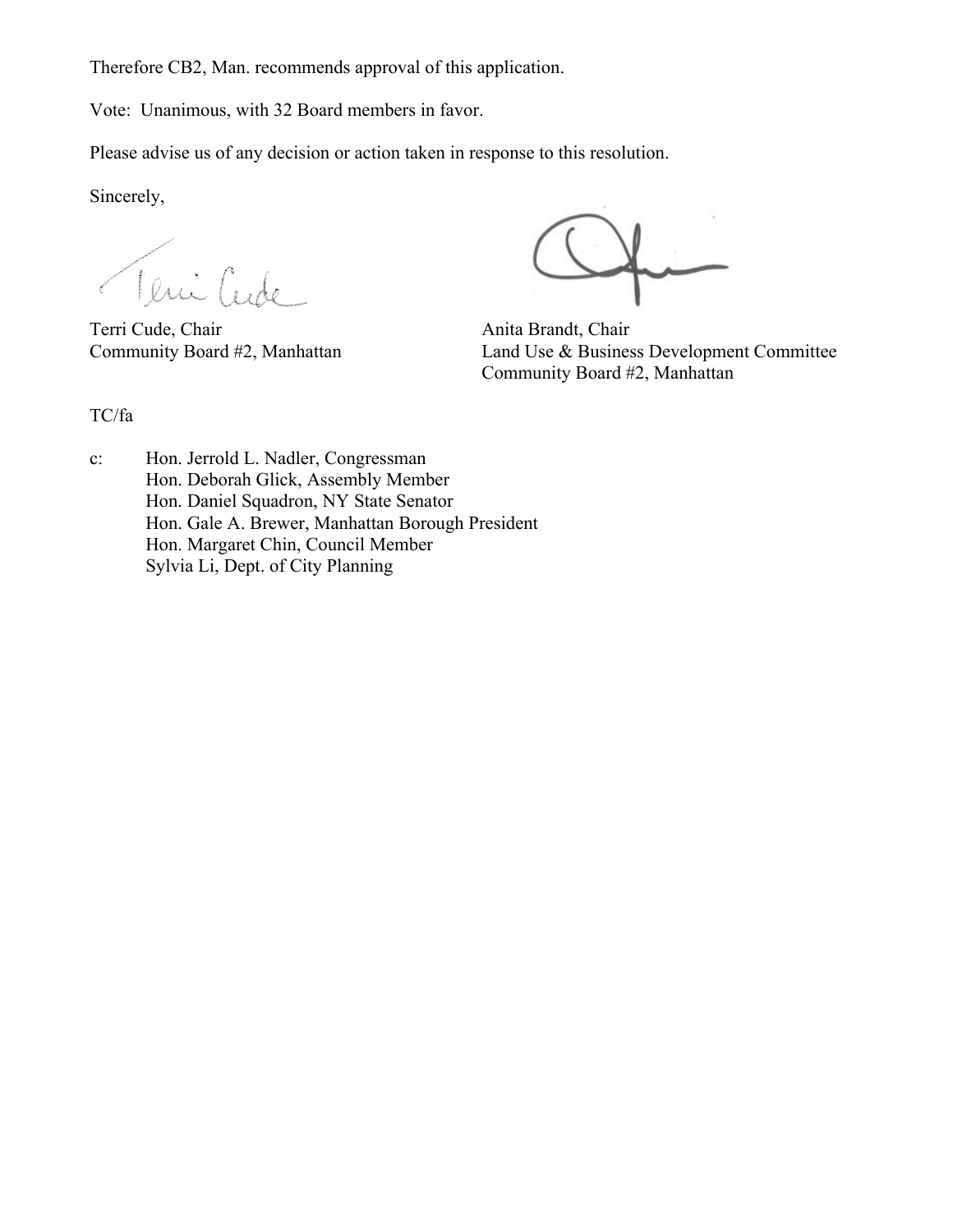Therefore CB2, Man. recommends approval of this application.

Vote: Unanimous, with 32 Board members in favor.

Please advise us of any decision or action taken in response to this resolution.

Sincerely,

Terri Cude, Chair
Community Board #2, Manhattan

Anita Brandt, Chair
Land Use & Business Development Committee
Community Board #2, Manhattan

TC/fa

c: Hon. Jerrold L. Nadler, Congressman
Hon. Deborah Glick, Assembly Member
Hon. Daniel Squadron, NY State Senator
Hon. Gale A. Brewer, Manhattan Borough President
Hon. Margaret Chin, Council Member
Sylvia Li, Dept. of City Planning